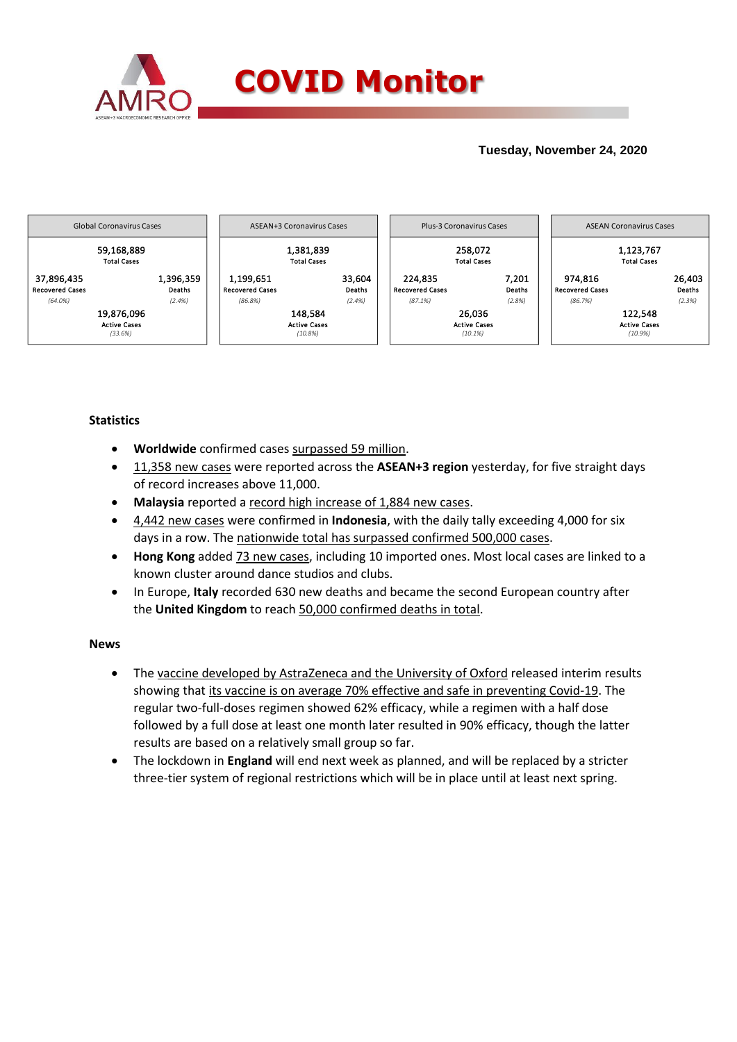# COVID Monitor

**Tuesday, November 24, 2020**

| Global Coronavirus Cases | | |
|---|---|---|
| | 59,168,889 Total Cases | |
| 37,896,435 Recovered Cases *(64.0%)* | | 1,396,359 Deaths *(2.4%)* |
| | 19,876,096 Active Cases *(33.6%)* | |

| ASEAN+3 Coronavirus Cases | | |
|---|---|---|
| | 1,381,839 Total Cases | |
| 1,199,651 Recovered Cases *(86.8%)* | | 33,604 Deaths *(2.4%)* |
| | 148,584 Active Cases *(10.8%)* | |

| Plus-3 Coronavirus Cases | | |
|---|---|---|
| | 258,072 Total Cases | |
| 224,835 Recovered Cases *(87.1%)* | | 7,201 Deaths *(2.8%)* |
| | 26,036 Active Cases *(10.1%)* | |

| ASEAN Coronavirus Cases | | |
|---|---|---|
| | 1,123,767 Total Cases | |
| 974,816 Recovered Cases *(86.7%)* | | 26,403 Deaths *(2.3%)* |
| | 122,548 Active Cases *(10.9%)* | |

### Statistics

- **Worldwide** confirmed cases surpassed 59 million.
- 11,358 new cases were reported across the **ASEAN+3 region** yesterday, for five straight days of record increases above 11,000.
- **Malaysia** reported a record high increase of 1,884 new cases.
- 4,442 new cases were confirmed in **Indonesia**, with the daily tally exceeding 4,000 for six days in a row. The nationwide total has surpassed confirmed 500,000 cases.
- **Hong Kong** added 73 new cases, including 10 imported ones. Most local cases are linked to a known cluster around dance studios and clubs.
- In Europe, **Italy** recorded 630 new deaths and became the second European country after the **United Kingdom** to reach 50,000 confirmed deaths in total.

### News

- The vaccine developed by AstraZeneca and the University of Oxford released interim results showing that its vaccine is on average 70% effective and safe in preventing Covid-19. The regular two-full-doses regimen showed 62% efficacy, while a regimen with a half dose followed by a full dose at least one month later resulted in 90% efficacy, though the latter results are based on a relatively small group so far.
- The lockdown in **England** will end next week as planned, and will be replaced by a stricter three-tier system of regional restrictions which will be in place until at least next spring.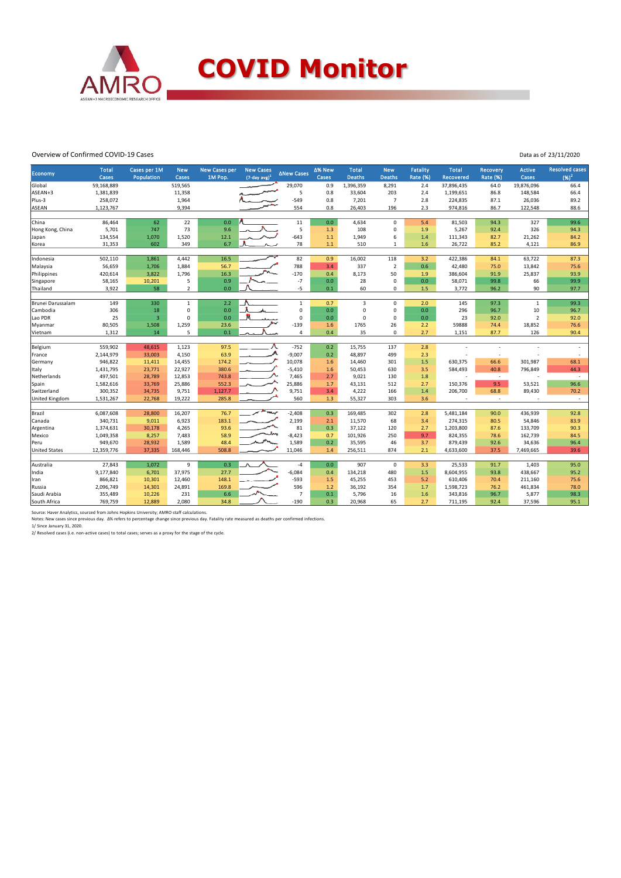# COVID Monitor

Overview of Confirmed COVID-19 Cases

Data as of 23/11/2020

| Economy | Total Cases | Cases per 1M Population | New Cases | New Cases per 1M Pop. | New Cases (7-day avg)[1] | ΔNew Cases | Δ% New Cases | Total Deaths | New Deaths | Fatality Rate (%) | Total Recovered | Recovery Rate (%) | Active Cases | Resolved cases (%)[2] |
|---|---|---|---|---|---|---|---|---|---|---|---|---|---|---|
| Global | 59,168,889 | | 519,565 | | | 29,070 | 0.9 | 1,396,359 | 8,291 | 2.4 | 37,896,435 | 64.0 | 19,876,096 | 66.4 |
| ASEAN+3 | 1,381,839 | | 11,358 | | | 5 | 0.8 | 33,604 | 203 | 2.4 | 1,199,651 | 86.8 | 148,584 | 66.4 |
| Plus-3 | 258,072 | | 1,964 | | | -549 | 0.8 | 7,201 | 7 | 2.8 | 224,835 | 87.1 | 26,036 | 89.2 |
| ASEAN | 1,123,767 | | 9,394 | | | 554 | 0.8 | 26,403 | 196 | 2.3 | 974,816 | 86.7 | 122,548 | 88.6 |
| | | | | | | | | | | | | | | |
| China | 86,464 | 62 | 22 | 0.0 | | 11 | 0.0 | 4,634 | 0 | 5.4 | 81,503 | 94.3 | 327 | 99.6 |
| Hong Kong, China | 5,701 | 747 | 73 | 9.6 | | 5 | 1.3 | 108 | 0 | 1.9 | 5,267 | 92.4 | 326 | 94.3 |
| Japan | 134,554 | 1,070 | 1,520 | 12.1 | | -643 | 1.1 | 1,949 | 6 | 1.4 | 111,343 | 82.7 | 21,262 | 84.2 |
| Korea | 31,353 | 602 | 349 | 6.7 | | 78 | 1.1 | 510 | 1 | 1.6 | 26,722 | 85.2 | 4,121 | 86.9 |
| | | | | | | | | | | | | | | |
| Indonesia | 502,110 | 1,861 | 4,442 | 16.5 | | 82 | 0.9 | 16,002 | 118 | 3.2 | 422,386 | 84.1 | 63,722 | 87.3 |
| Malaysia | 56,659 | 1,706 | 1,884 | 56.7 | | 788 | 3.4 | 337 | 2 | 0.6 | 42,480 | 75.0 | 13,842 | 75.6 |
| Philippines | 420,614 | 3,822 | 1,796 | 16.3 | | -170 | 0.4 | 8,173 | 50 | 1.9 | 386,604 | 91.9 | 25,837 | 93.9 |
| Singapore | 58,165 | 10,201 | 5 | 0.9 | | -7 | 0.0 | 28 | 0 | 0.0 | 58,071 | 99.8 | 66 | 99.9 |
| Thailand | 3,922 | 58 | 2 | 0.0 | | -5 | 0.1 | 60 | 0 | 1.5 | 3,772 | 96.2 | 90 | 97.7 |
| | | | | | | | | | | | | | | |
| Brunei Darussalam | 149 | 330 | 1 | 2.2 | | 1 | 0.7 | 3 | 0 | 2.0 | 145 | 97.3 | 1 | 99.3 |
| Cambodia | 306 | 18 | 0 | 0.0 | | 0 | 0.0 | 0 | 0 | 0.0 | 296 | 96.7 | 10 | 96.7 |
| Lao PDR | 25 | 3 | 0 | 0.0 | | 0 | 0.0 | 0 | 0 | 0.0 | 23 | 92.0 | 2 | 92.0 |
| Myanmar | 80,505 | 1,508 | 1,259 | 23.6 | | -139 | 1.6 | 1765 | 26 | 2.2 | 59888 | 74.4 | 18,852 | 76.6 |
| Vietnam | 1,312 | 14 | 5 | 0.1 | | 4 | 0.4 | 35 | 0 | 2.7 | 1,151 | 87.7 | 126 | 90.4 |
| | | | | | | | | | | | | | | |
| Belgium | 559,902 | 48,615 | 1,123 | 97.5 | | -752 | 0.2 | 15,755 | 137 | 2.8 | - | - | - | - |
| France | 2,144,979 | 33,003 | 4,150 | 63.9 | | -9,007 | 0.2 | 48,897 | 499 | 2.3 | - | - | - | - |
| Germany | 946,822 | 11,411 | 14,455 | 174.2 | | 10,078 | 1.6 | 14,460 | 301 | 1.5 | 630,375 | 66.6 | 301,987 | 68.1 |
| Italy | 1,431,795 | 23,771 | 22,927 | 380.6 | | -5,410 | 1.6 | 50,453 | 630 | 3.5 | 584,493 | 40.8 | 796,849 | 44.3 |
| Netherlands | 497,501 | 28,789 | 12,853 | 743.8 | | 7,465 | 2.7 | 9,021 | 130 | 1.8 | - | - | - | - |
| Spain | 1,582,616 | 33,769 | 25,886 | 552.3 | | 25,886 | 1.7 | 43,131 | 512 | 2.7 | 150,376 | 9.5 | 53,521 | 96.6 |
| Switzerland | 300,352 | 34,735 | 9,751 | 1,127.7 | | 9,751 | 3.4 | 4,222 | 166 | 1.4 | 206,700 | 68.8 | 89,430 | 70.2 |
| United Kingdom | 1,531,267 | 22,768 | 19,222 | 285.8 | | 560 | 1.3 | 55,327 | 303 | 3.6 | - | - | - | - |
| | | | | | | | | | | | | | | |
| Brazil | 6,087,608 | 28,800 | 16,207 | 76.7 | | -2,408 | 0.3 | 169,485 | 302 | 2.8 | 5,481,184 | 90.0 | 436,939 | 92.8 |
| Canada | 340,731 | 9,011 | 6,923 | 183.1 | | 2,199 | 2.1 | 11,570 | 68 | 3.4 | 274,315 | 80.5 | 54,846 | 83.9 |
| Argentina | 1,374,631 | 30,178 | 4,265 | 93.6 | | 81 | 0.3 | 37,122 | 120 | 2.7 | 1,203,800 | 87.6 | 133,709 | 90.3 |
| Mexico | 1,049,358 | 8,257 | 7,483 | 58.9 | | -8,423 | 0.7 | 101,926 | 250 | 9.7 | 824,355 | 78.6 | 162,739 | 84.5 |
| Peru | 949,670 | 28,932 | 1,589 | 48.4 | | 1,589 | 0.2 | 35,595 | 46 | 3.7 | 879,439 | 92.6 | 34,636 | 96.4 |
| United States | 12,359,776 | 37,335 | 168,446 | 508.8 | | 11,046 | 1.4 | 256,511 | 874 | 2.1 | 4,633,600 | 37.5 | 7,469,665 | 39.6 |
| | | | | | | | | | | | | | | |
| Australia | 27,843 | 1,072 | 9 | 0.3 | | -4 | 0.0 | 907 | 0 | 3.3 | 25,533 | 91.7 | 1,403 | 95.0 |
| India | 9,177,840 | 6,701 | 37,975 | 27.7 | | -6,084 | 0.4 | 134,218 | 480 | 1.5 | 8,604,955 | 93.8 | 438,667 | 95.2 |
| Iran | 866,821 | 10,301 | 12,460 | 148.1 | | -593 | 1.5 | 45,255 | 453 | 5.2 | 610,406 | 70.4 | 211,160 | 75.6 |
| Russia | 2,096,749 | 14,301 | 24,891 | 169.8 | | 596 | 1.2 | 36,192 | 354 | 1.7 | 1,598,723 | 76.2 | 461,834 | 78.0 |
| Saudi Arabia | 355,489 | 10,226 | 231 | 6.6 | | 7 | 0.1 | 5,796 | 16 | 1.6 | 343,816 | 96.7 | 5,877 | 98.3 |
| South Africa | 769,759 | 12,889 | 2,080 | 34.8 | | -190 | 0.3 | 20,968 | 65 | 2.7 | 711,195 | 92.4 | 37,596 | 95.1 |

Source: Haver Analytics, sourced from Johns Hopkins University; AMRO staff calculations.
Notes: New cases since previous day. Δ% refers to percentage change since previous day. Fatality rate measured as deaths per confirmed infections.
1/ Since January 31, 2020.
2/ Resolved cases (i.e. non-active cases) to total cases; serves as a proxy for the stage of the cycle.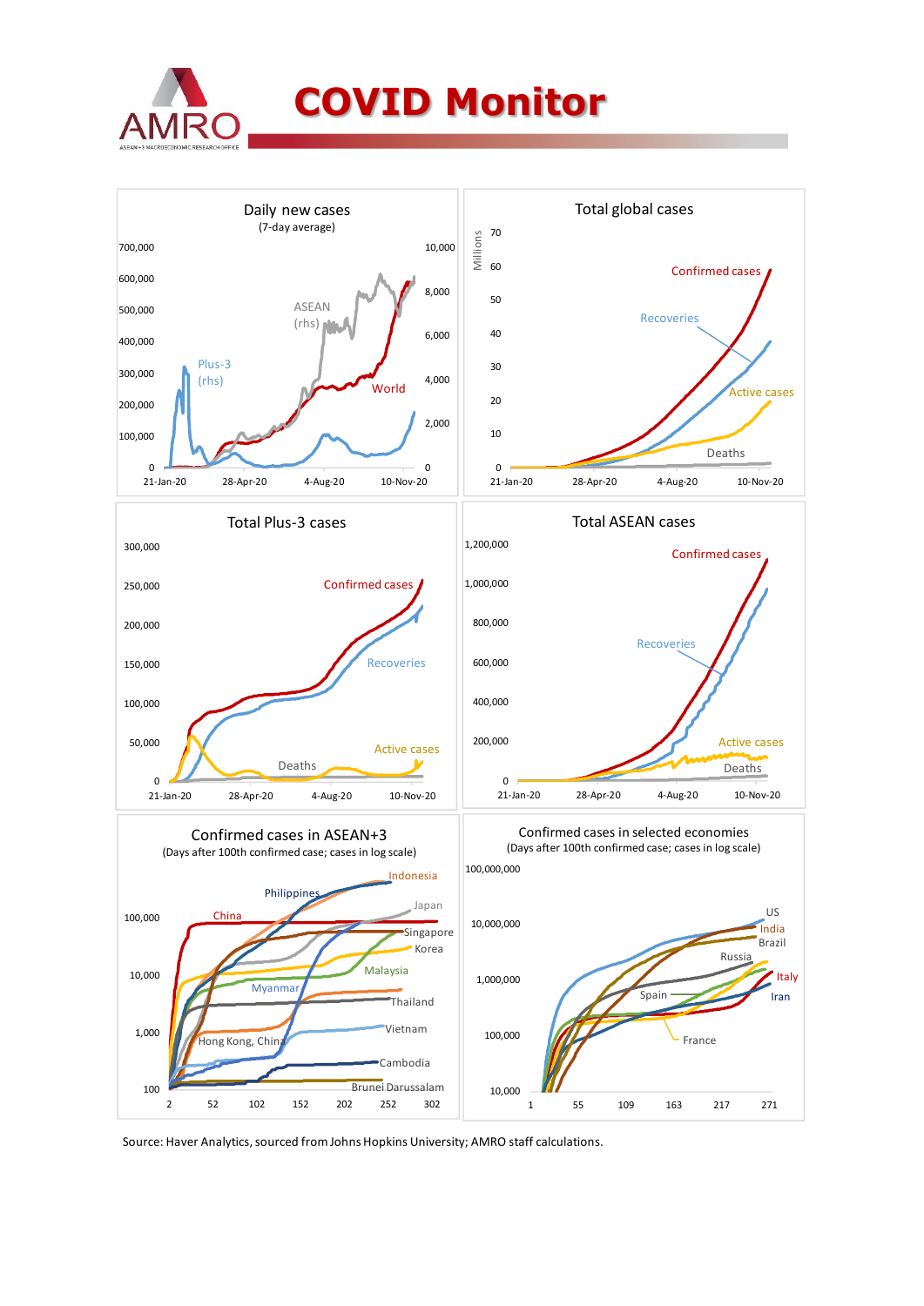# COVID Monitor

AMRO
ASEAN+3 MACROECONOMIC RESEARCH OFFICE

## Daily new cases

(7-day average)

700,000
600,000
500,000
400,000
300,000
200,000
100,000
0

10,000
8,000
6,000
4,000
2,000
0

ASEAN (rhs)
Plus-3 (rhs)
World

21-Jan-20 28-Apr-20 4-Aug-20 10-Nov-20

## Total global cases

Millions

70
60
50
40
30
20
10
0

Confirmed cases
Recoveries
Active cases
Deaths

21-Jan-20 28-Apr-20 4-Aug-20 10-Nov-20

## Total Plus-3 cases

300,000
250,000
200,000
150,000
100,000
50,000
0

Confirmed cases
Recoveries
Active cases
Deaths

21-Jan-20 28-Apr-20 4-Aug-20 10-Nov-20

## Total ASEAN cases

1,200,000
1,000,000
800,000
600,000
400,000
200,000
0

Confirmed cases
Recoveries
Active cases
Deaths

21-Jan-20 28-Apr-20 4-Aug-20 10-Nov-20

## Confirmed cases in ASEAN+3

(Days after 100th confirmed case; cases in log scale)

100,000
10,000
1,000
100

Indonesia
Philippines
Japan
China
Singapore
Korea
Malaysia
Myanmar
Thailand
Vietnam
Hong Kong, China
Cambodia
Brunei Darussalam

2 52 102 152 202 252 302

## Confirmed cases in selected economies

(Days after 100th confirmed case; cases in log scale)

100,000,000
10,000,000
1,000,000
100,000
10,000

US
India
Brazil
Russia
Italy
Iran
Spain
France

1 55 109 163 217 271

Source: Haver Analytics, sourced from Johns Hopkins University; AMRO staff calculations.